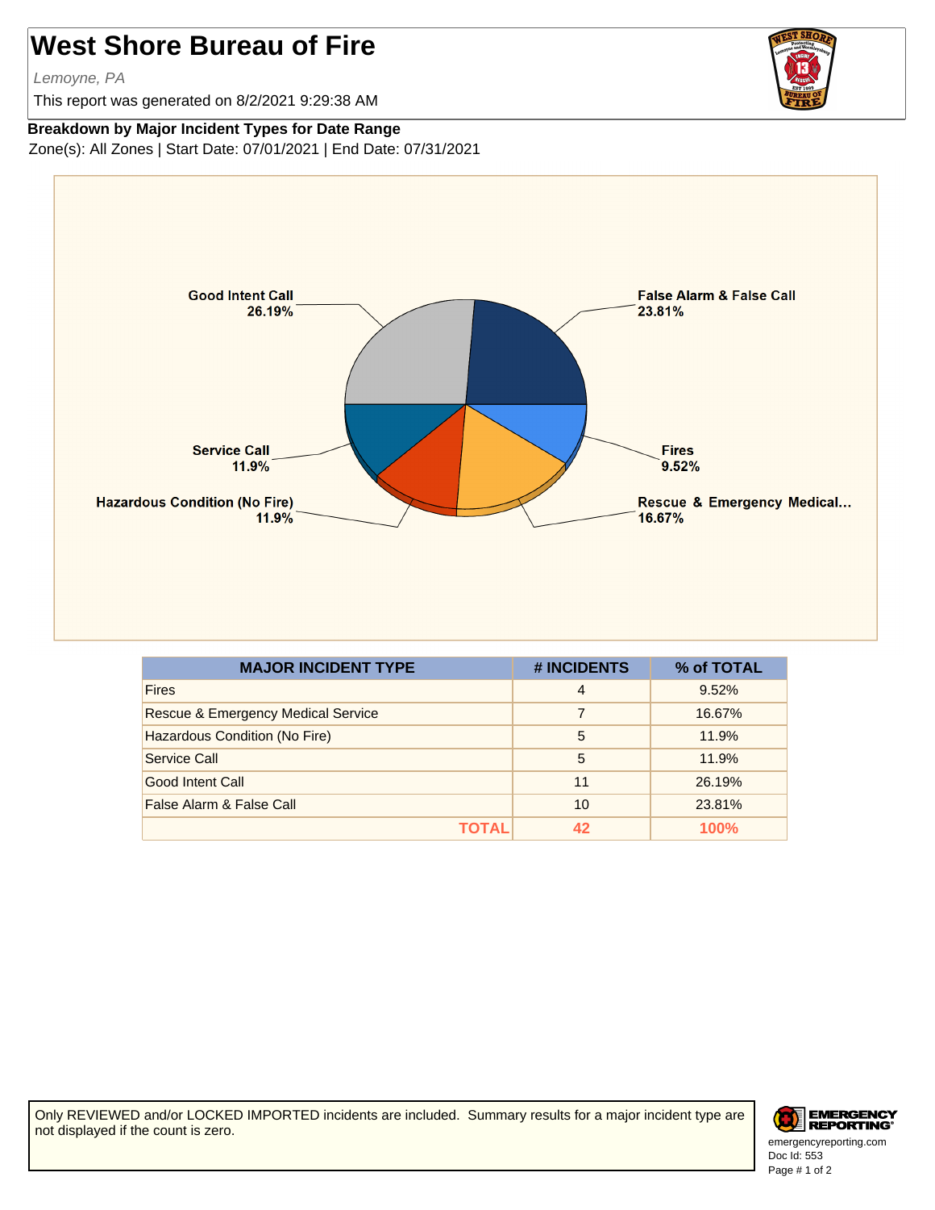# West Shore Bureau of Fire

*Lemoyne, PA*

This report was generated on 8/2/2021 9:29:38 AM

**Breakdown by Major Incident Types for Date Range**

Zone(s): All Zones | Start Date: 07/01/2021 | End Date: 07/31/2021

Good Intent Call 26.19%
False Alarm & False Call 23.81%
Service Call 11.9%
Fires 9.52%
Hazardous Condition (No Fire) 11.9%
Rescue & Emergency Medical... 16.67%

| MAJOR INCIDENT TYPE | # INCIDENTS | % of TOTAL |
|---|---|---|
| Fires | 4 | 9.52% |
| Rescue & Emergency Medical Service | 7 | 16.67% |
| Hazardous Condition (No Fire) | 5 | 11.9% |
| Service Call | 5 | 11.9% |
| Good Intent Call | 11 | 26.19% |
| False Alarm & False Call | 10 | 23.81% |
| **TOTAL** | **42** | **100%** |

Only REVIEWED and/or LOCKED IMPORTED incidents are included. Summary results for a major incident type are not displayed if the count is zero.

EMERGENCY REPORTING
emergencyreporting.com
Doc Id: 553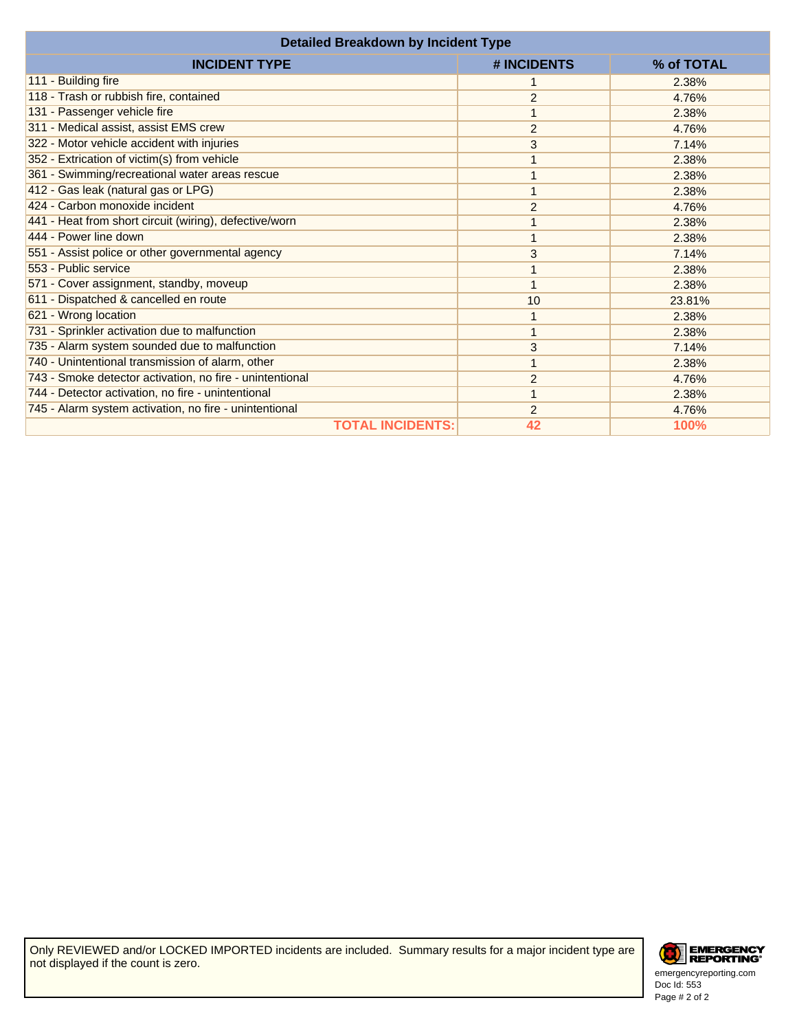| Detailed Breakdown by Incident Type | | |
|---|---|---|
| **INCIDENT TYPE** | **# INCIDENTS** | **% of TOTAL** |
| 111 - Building fire | 1 | 2.38% |
| 118 - Trash or rubbish fire, contained | 2 | 4.76% |
| 131 - Passenger vehicle fire | 1 | 2.38% |
| 311 - Medical assist, assist EMS crew | 2 | 4.76% |
| 322 - Motor vehicle accident with injuries | 3 | 7.14% |
| 352 - Extrication of victim(s) from vehicle | 1 | 2.38% |
| 361 - Swimming/recreational water areas rescue | 1 | 2.38% |
| 412 - Gas leak (natural gas or LPG) | 1 | 2.38% |
| 424 - Carbon monoxide incident | 2 | 4.76% |
| 441 - Heat from short circuit (wiring), defective/worn | 1 | 2.38% |
| 444 - Power line down | 1 | 2.38% |
| 551 - Assist police or other governmental agency | 3 | 7.14% |
| 553 - Public service | 1 | 2.38% |
| 571 - Cover assignment, standby, moveup | 1 | 2.38% |
| 611 - Dispatched & cancelled en route | 10 | 23.81% |
| 621 - Wrong location | 1 | 2.38% |
| 731 - Sprinkler activation due to malfunction | 1 | 2.38% |
| 735 - Alarm system sounded due to malfunction | 3 | 7.14% |
| 740 - Unintentional transmission of alarm, other | 1 | 2.38% |
| 743 - Smoke detector activation, no fire - unintentional | 2 | 4.76% |
| 744 - Detector activation, no fire - unintentional | 1 | 2.38% |
| 745 - Alarm system activation, no fire - unintentional | 2 | 4.76% |
| **TOTAL INCIDENTS:** | **42** | **100%** |

Only REVIEWED and/or LOCKED IMPORTED incidents are included. Summary results for a major incident type are not displayed if the count is zero.

EMERGENCY REPORTING
emergencyreporting.com
Doc Id: 553